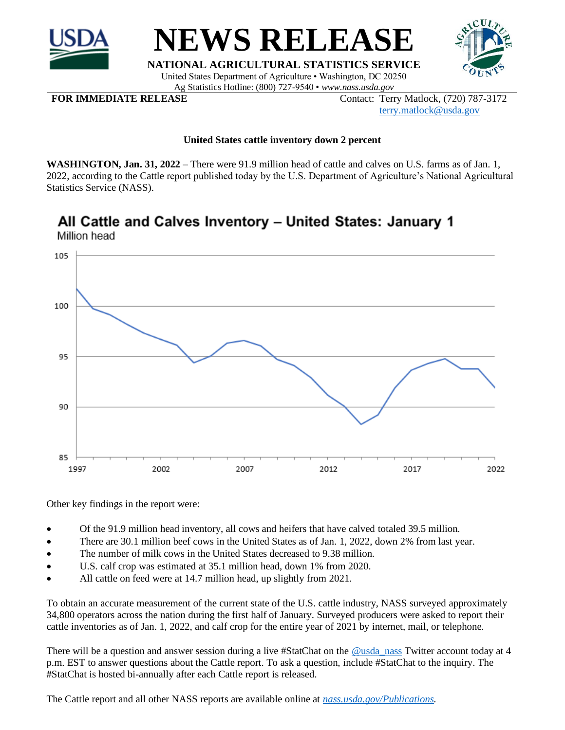# NEWS RELEASE

**NATIONAL AGRICULTURAL STATISTICS SERVICE**
United States Department of Agriculture • Washington, DC 20250
Ag Statistics Hotline: (800) 727-9540 • *www.nass.usda.gov*

**FOR IMMEDIATE RELEASE**

Contact: Terry Matlock, (720) 787-3172
terry.matlock@usda.gov

**United States cattle inventory down 2 percent**

**WASHINGTON, Jan. 31, 2022** – There were 91.9 million head of cattle and calves on U.S. farms as of Jan. 1, 2022, according to the Cattle report published today by the U.S. Department of Agriculture's National Agricultural Statistics Service (NASS).

**All Cattle and Calves Inventory – United States: January 1**
Million head

Other key findings in the report were:

- Of the 91.9 million head inventory, all cows and heifers that have calved totaled 39.5 million.
- There are 30.1 million beef cows in the United States as of Jan. 1, 2022, down 2% from last year.
- The number of milk cows in the United States decreased to 9.38 million.
- U.S. calf crop was estimated at 35.1 million head, down 1% from 2020.
- All cattle on feed were at 14.7 million head, up slightly from 2021.

To obtain an accurate measurement of the current state of the U.S. cattle industry, NASS surveyed approximately 34,800 operators across the nation during the first half of January. Surveyed producers were asked to report their cattle inventories as of Jan. 1, 2022, and calf crop for the entire year of 2021 by internet, mail, or telephone.

There will be a question and answer session during a live #StatChat on the @usda_nass Twitter account today at 4 p.m. EST to answer questions about the Cattle report. To ask a question, include #StatChat to the inquiry. The #StatChat is hosted bi-annually after each Cattle report is released.

The Cattle report and all other NASS reports are available online at *nass.usda.gov/Publications*.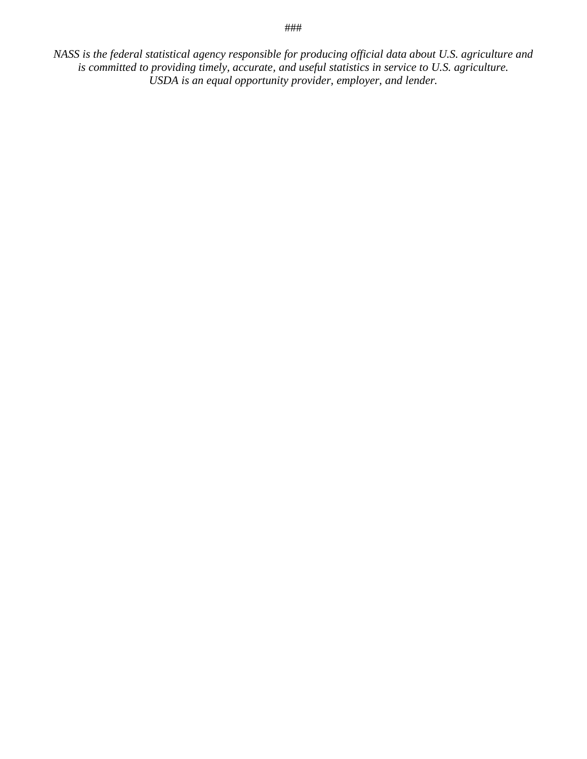###

*NASS is the federal statistical agency responsible for producing official data about U.S. agriculture and is committed to providing timely, accurate, and useful statistics in service to U.S. agriculture. USDA is an equal opportunity provider, employer, and lender.*